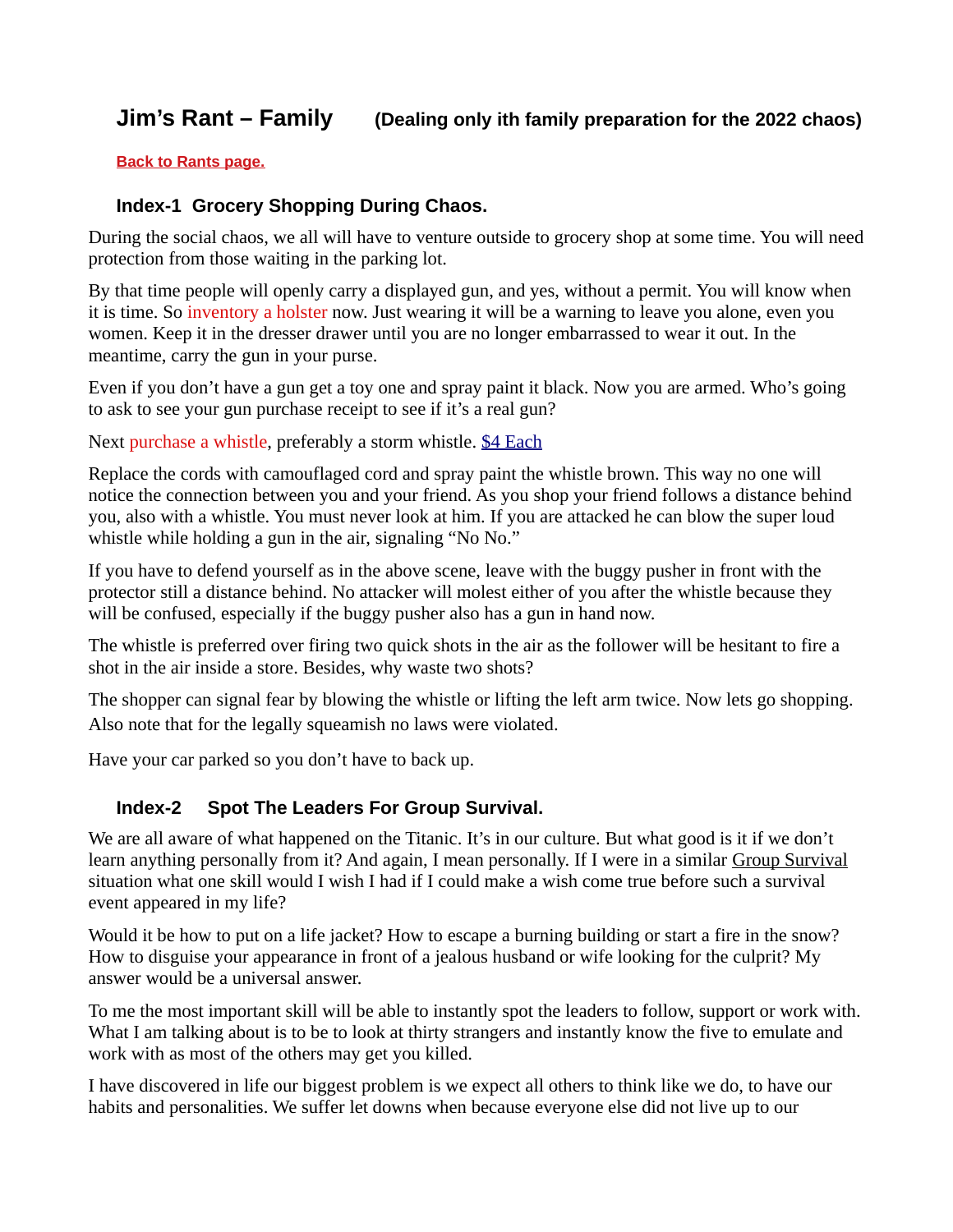# Jim's Rant – Family **(Dealing only ith family preparation for the 2022 chaos)**

**Back to Rants page.**

## Index-1 Grocery Shopping During Chaos.

During the social chaos, we all will have to venture outside to grocery shop at some time. You will need protection from those waiting in the parking lot.

By that time people will openly carry a displayed gun, and yes, without a permit. You will know when it is time. So inventory a holster now. Just wearing it will be a warning to leave you alone, even you women. Keep it in the dresser drawer until you are no longer embarrassed to wear it out. In the meantime, carry the gun in your purse.

Even if you don't have a gun get a toy one and spray paint it black. Now you are armed. Who's going to ask to see your gun purchase receipt to see if it's a real gun?

Next purchase a whistle, preferably a storm whistle. $4 Each

Replace the cords with camouflaged cord and spray paint the whistle brown. This way no one will notice the connection between you and your friend. As you shop your friend follows a distance behind you, also with a whistle. You must never look at him. If you are attacked he can blow the super loud whistle while holding a gun in the air, signaling "No No."

If you have to defend yourself as in the above scene, leave with the buggy pusher in front with the protector still a distance behind. No attacker will molest either of you after the whistle because they will be confused, especially if the buggy pusher also has a gun in hand now.

The whistle is preferred over firing two quick shots in the air as the follower will be hesitant to fire a shot in the air inside a store. Besides, why waste two shots?

The shopper can signal fear by blowing the whistle or lifting the left arm twice. Now lets go shopping. Also note that for the legally squeamish no laws were violated.

Have your car parked so you don't have to back up.

## Index-2 Spot The Leaders For Group Survival.

We are all aware of what happened on the Titanic. It's in our culture. But what good is it if we don't learn anything personally from it? And again, I mean personally. If I were in a similar Group Survival situation what one skill would I wish I had if I could make a wish come true before such a survival event appeared in my life?

Would it be how to put on a life jacket? How to escape a burning building or start a fire in the snow? How to disguise your appearance in front of a jealous husband or wife looking for the culprit? My answer would be a universal answer.

To me the most important skill will be able to instantly spot the leaders to follow, support or work with. What I am talking about is to be to look at thirty strangers and instantly know the five to emulate and work with as most of the others may get you killed.

I have discovered in life our biggest problem is we expect all others to think like we do, to have our habits and personalities. We suffer let downs when because everyone else did not live up to our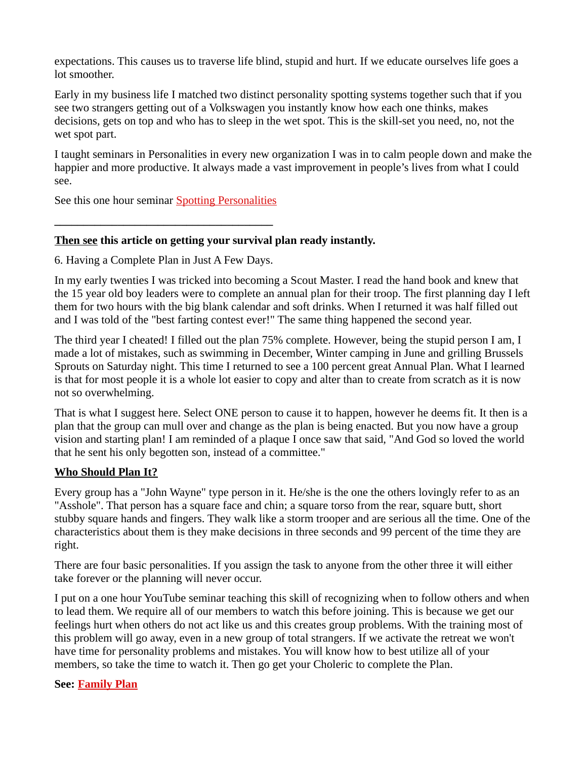expectations. This causes us to traverse life blind, stupid and hurt. If we educate ourselves life goes a lot smoother.

Early in my business life I matched two distinct personality spotting systems together such that if you see two strangers getting out of a Volkswagen you instantly know how each one thinks, makes decisions, gets on top and who has to sleep in the wet spot. This is the skill-set you need, no, not the wet spot part.

I taught seminars in Personalities in every new organization I was in to calm people down and make the happier and more productive. It always made a vast improvement in people's lives from what I could see.

See this one hour seminar Spotting Personalities

———————————————————————

**Then see this article on getting your survival plan ready instantly.**

6. Having a Complete Plan in Just A Few Days.

In my early twenties I was tricked into becoming a Scout Master. I read the hand book and knew that the 15 year old boy leaders were to complete an annual plan for their troop. The first planning day I left them for two hours with the big blank calendar and soft drinks. When I returned it was half filled out and I was told of the "best farting contest ever!" The same thing happened the second year.

The third year I cheated! I filled out the plan 75% complete. However, being the stupid person I am, I made a lot of mistakes, such as swimming in December, Winter camping in June and grilling Brussels Sprouts on Saturday night. This time I returned to see a 100 percent great Annual Plan. What I learned is that for most people it is a whole lot easier to copy and alter than to create from scratch as it is now not so overwhelming.

That is what I suggest here. Select ONE person to cause it to happen, however he deems fit. It then is a plan that the group can mull over and change as the plan is being enacted. But you now have a group vision and starting plan! I am reminded of a plaque I once saw that said, "And God so loved the world that he sent his only begotten son, instead of a committee."

**Who Should Plan It?**

Every group has a "John Wayne" type person in it. He/she is the one the others lovingly refer to as an "Asshole". That person has a square face and chin; a square torso from the rear, square butt, short stubby square hands and fingers. They walk like a storm trooper and are serious all the time. One of the characteristics about them is they make decisions in three seconds and 99 percent of the time they are right.

There are four basic personalities. If you assign the task to anyone from the other three it will either take forever or the planning will never occur.

I put on a one hour YouTube seminar teaching this skill of recognizing when to follow others and when to lead them. We require all of our members to watch this before joining. This is because we get our feelings hurt when others do not act like us and this creates group problems. With the training most of this problem will go away, even in a new group of total strangers. If we activate the retreat we won't have time for personality problems and mistakes. You will know how to best utilize all of your members, so take the time to watch it. Then go get your Choleric to complete the Plan.

**See: Family Plan**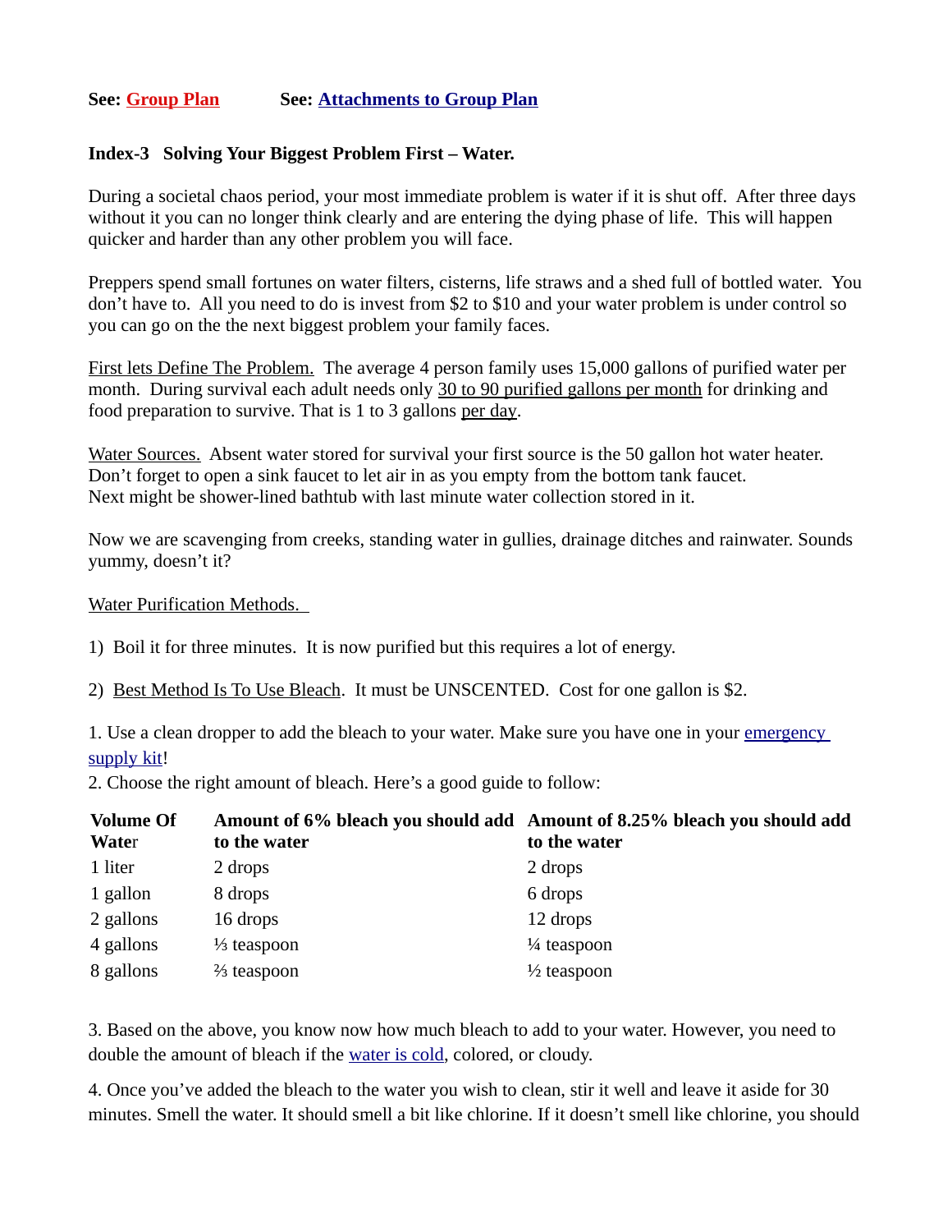**See: Group Plan** **See: Attachments to Group Plan**

**Index-3 Solving Your Biggest Problem First – Water.**

During a societal chaos period, your most immediate problem is water if it is shut off. After three days without it you can no longer think clearly and are entering the dying phase of life. This will happen quicker and harder than any other problem you will face.

Preppers spend small fortunes on water filters, cisterns, life straws and a shed full of bottled water. You don't have to. All you need to do is invest from $2 to $10 and your water problem is under control so you can go on the the next biggest problem your family faces.

First lets Define The Problem. The average 4 person family uses 15,000 gallons of purified water per month. During survival each adult needs only 30 to 90 purified gallons per month for drinking and food preparation to survive. That is 1 to 3 gallons per day.

Water Sources. Absent water stored for survival your first source is the 50 gallon hot water heater. Don't forget to open a sink faucet to let air in as you empty from the bottom tank faucet. Next might be shower-lined bathtub with last minute water collection stored in it.

Now we are scavenging from creeks, standing water in gullies, drainage ditches and rainwater. Sounds yummy, doesn't it?

Water Purification Methods.

1) Boil it for three minutes. It is now purified but this requires a lot of energy.

2) Best Method Is To Use Bleach. It must be UNSCENTED. Cost for one gallon is $2.

1. Use a clean dropper to add the bleach to your water. Make sure you have one in your emergency supply kit!
2. Choose the right amount of bleach. Here's a good guide to follow:

| Volume Of Water | Amount of 6% bleach you should add to the water | Amount of 8.25% bleach you should add to the water |
|---|---|---|
| 1 liter | 2 drops | 2 drops |
| 1 gallon | 8 drops | 6 drops |
| 2 gallons | 16 drops | 12 drops |
| 4 gallons | ⅓ teaspoon | ¼ teaspoon |
| 8 gallons | ⅔ teaspoon | ½ teaspoon |

3. Based on the above, you know now how much bleach to add to your water. However, you need to double the amount of bleach if the water is cold, colored, or cloudy.

4. Once you've added the bleach to the water you wish to clean, stir it well and leave it aside for 30 minutes. Smell the water. It should smell a bit like chlorine. If it doesn't smell like chlorine, you should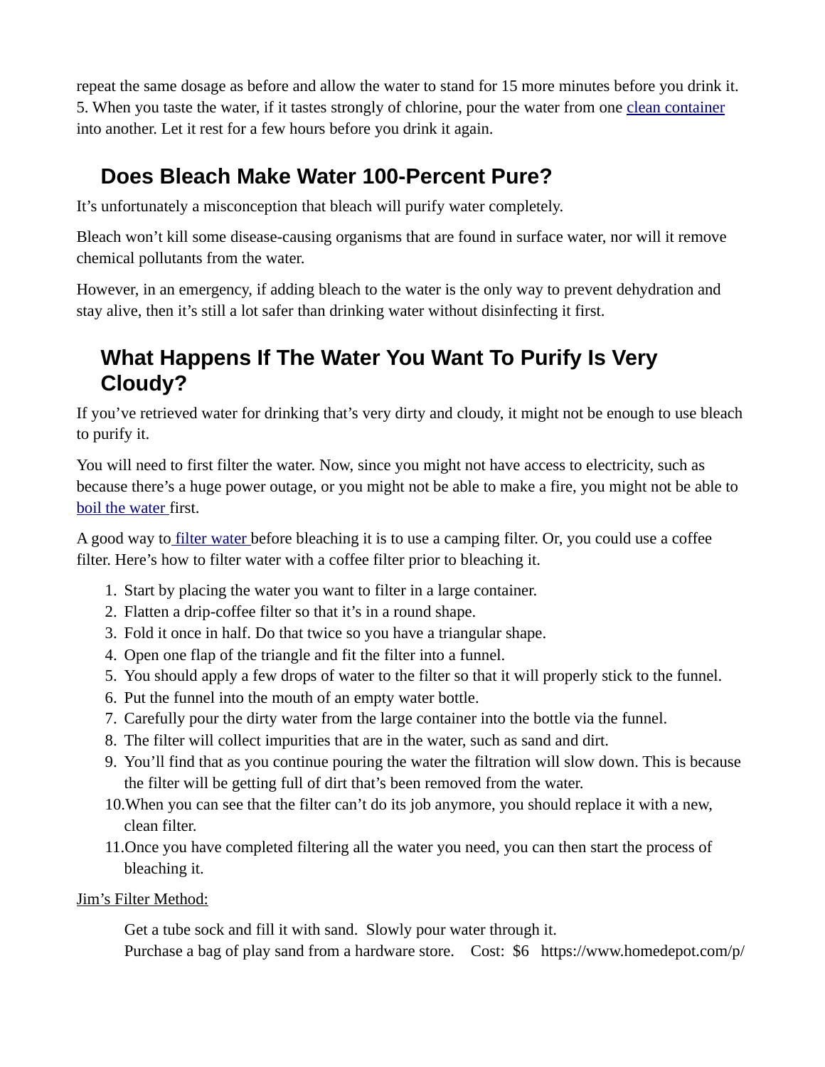repeat the same dosage as before and allow the water to stand for 15 more minutes before you drink it.
5. When you taste the water, if it tastes strongly of chlorine, pour the water from one clean container into another. Let it rest for a few hours before you drink it again.

## Does Bleach Make Water 100-Percent Pure?

It's unfortunately a misconception that bleach will purify water completely.

Bleach won't kill some disease-causing organisms that are found in surface water, nor will it remove chemical pollutants from the water.

However, in an emergency, if adding bleach to the water is the only way to prevent dehydration and stay alive, then it's still a lot safer than drinking water without disinfecting it first.

## What Happens If The Water You Want To Purify Is Very Cloudy?

If you've retrieved water for drinking that's very dirty and cloudy, it might not be enough to use bleach to purify it.

You will need to first filter the water. Now, since you might not have access to electricity, such as because there's a huge power outage, or you might not be able to make a fire, you might not be able to boil the water first.

A good way to filter water before bleaching it is to use a camping filter. Or, you could use a coffee filter. Here's how to filter water with a coffee filter prior to bleaching it.

1. Start by placing the water you want to filter in a large container.
2. Flatten a drip-coffee filter so that it's in a round shape.
3. Fold it once in half. Do that twice so you have a triangular shape.
4. Open one flap of the triangle and fit the filter into a funnel.
5. You should apply a few drops of water to the filter so that it will properly stick to the funnel.
6. Put the funnel into the mouth of an empty water bottle.
7. Carefully pour the dirty water from the large container into the bottle via the funnel.
8. The filter will collect impurities that are in the water, such as sand and dirt.
9. You'll find that as you continue pouring the water the filtration will slow down. This is because the filter will be getting full of dirt that's been removed from the water.
10. When you can see that the filter can't do its job anymore, you should replace it with a new, clean filter.
11. Once you have completed filtering all the water you need, you can then start the process of bleaching it.

Jim's Filter Method:

Get a tube sock and fill it with sand. Slowly pour water through it.
Purchase a bag of play sand from a hardware store. Cost: $6 https://www.homedepot.com/p/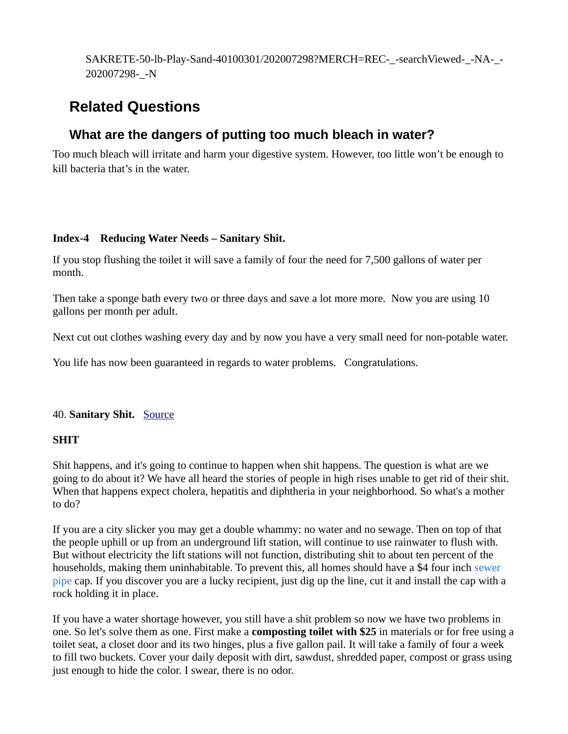SAKRETE-50-lb-Play-Sand-40100301/202007298?MERCH=REC-_-searchViewed-_-NA-_-202007298-_-N

## Related Questions

### What are the dangers of putting too much bleach in water?

Too much bleach will irritate and harm your digestive system. However, too little won't be enough to kill bacteria that's in the water.

**Index-4 Reducing Water Needs – Sanitary Shit.**

If you stop flushing the toilet it will save a family of four the need for 7,500 gallons of water per month.

Then take a sponge bath every two or three days and save a lot more more. Now you are using 10 gallons per month per adult.

Next cut out clothes washing every day and by now you have a very small need for non-potable water.

You life has now been guaranteed in regards to water problems. Congratulations.

40. **Sanitary Shit.** Source

**SHIT**

Shit happens, and it's going to continue to happen when shit happens. The question is what are we going to do about it? We have all heard the stories of people in high rises unable to get rid of their shit. When that happens expect cholera, hepatitis and diphtheria in your neighborhood. So what's a mother to do?

If you are a city slicker you may get a double whammy: no water and no sewage. Then on top of that the people uphill or up from an underground lift station, will continue to use rainwater to flush with. But without electricity the lift stations will not function, distributing shit to about ten percent of the households, making them uninhabitable. To prevent this, all homes should have a $4 four inch sewer pipe cap. If you discover you are a lucky recipient, just dig up the line, cut it and install the cap with a rock holding it in place.

If you have a water shortage however, you still have a shit problem so now we have two problems in one. So let's solve them as one. First make a **composting toilet with $25** in materials or for free using a toilet seat, a closet door and its two hinges, plus a five gallon pail. It will take a family of four a week to fill two buckets. Cover your daily deposit with dirt, sawdust, shredded paper, compost or grass using just enough to hide the color. I swear, there is no odor.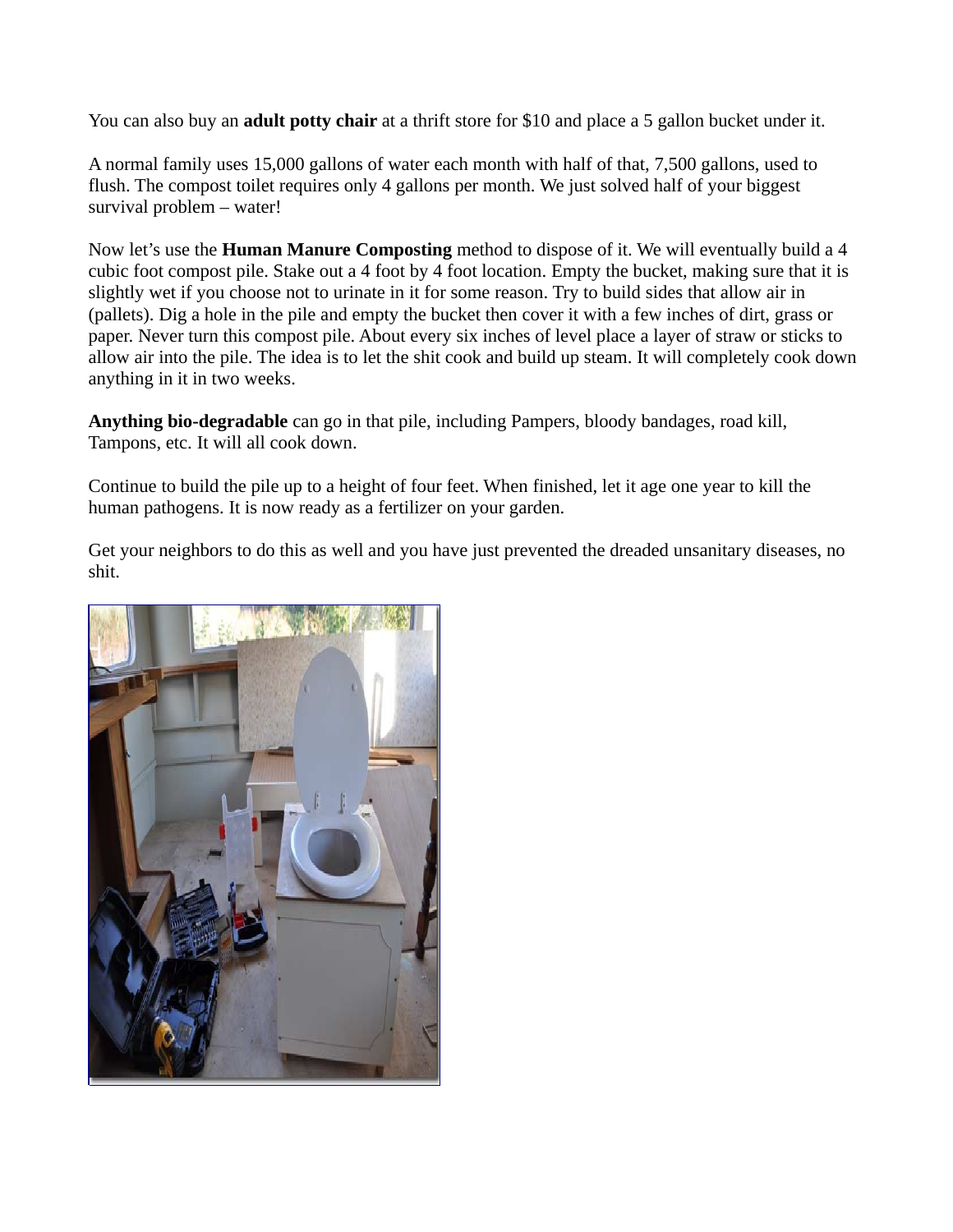You can also buy an **adult potty chair** at a thrift store for $10 and place a 5 gallon bucket under it.

A normal family uses 15,000 gallons of water each month with half of that, 7,500 gallons, used to flush. The compost toilet requires only 4 gallons per month. We just solved half of your biggest survival problem – water!

Now let's use the **Human Manure Composting** method to dispose of it. We will eventually build a 4 cubic foot compost pile. Stake out a 4 foot by 4 foot location. Empty the bucket, making sure that it is slightly wet if you choose not to urinate in it for some reason. Try to build sides that allow air in (pallets). Dig a hole in the pile and empty the bucket then cover it with a few inches of dirt, grass or paper. Never turn this compost pile. About every six inches of level place a layer of straw or sticks to allow air into the pile. The idea is to let the shit cook and build up steam. It will completely cook down anything in it in two weeks.

**Anything bio-degradable** can go in that pile, including Pampers, bloody bandages, road kill, Tampons, etc. It will all cook down.

Continue to build the pile up to a height of four feet. When finished, let it age one year to kill the human pathogens. It is now ready as a fertilizer on your garden.

Get your neighbors to do this as well and you have just prevented the dreaded unsanitary diseases, no shit.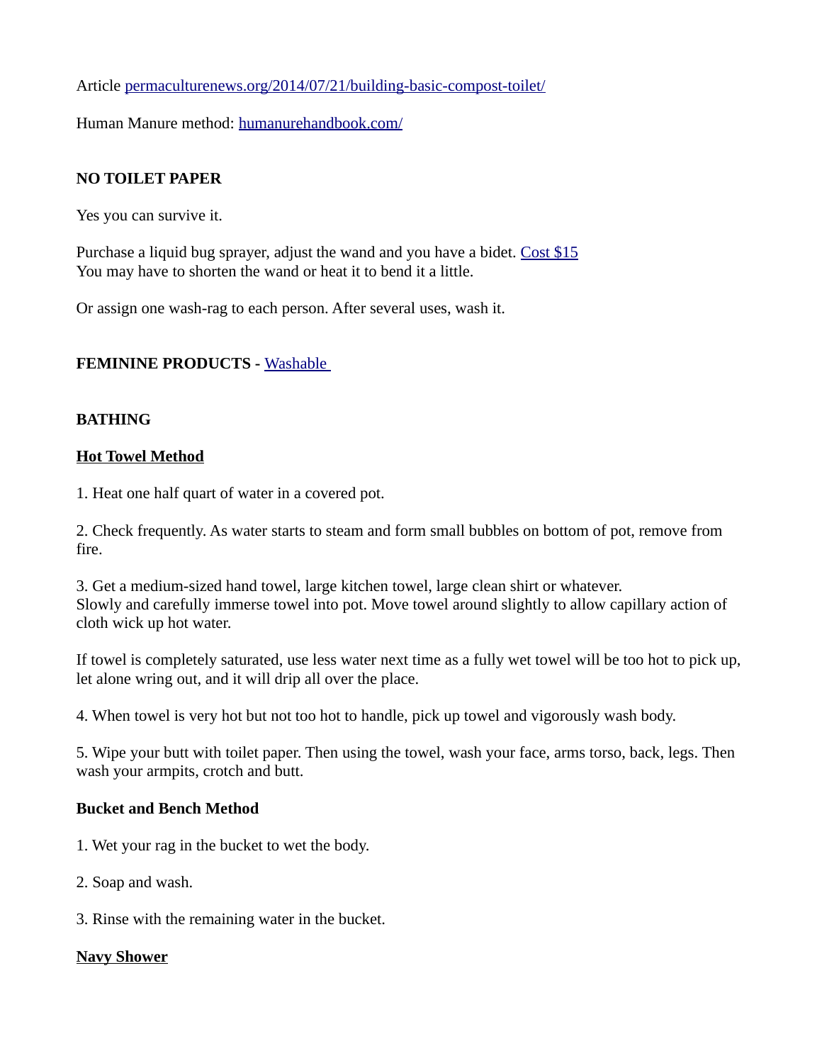Article [permaculturenews.org/2014/07/21/building-basic-compost-toilet/](permaculturenews.org/2014/07/21/building-basic-compost-toilet/)

Human Manure method: [humanurehandbook.com/](humanurehandbook.com/)

**NO TOILET PAPER**

Yes you can survive it.

Purchase a liquid bug sprayer, adjust the wand and you have a bidet. Cost $15
You may have to shorten the wand or heat it to bend it a little.

Or assign one wash-rag to each person. After several uses, wash it.

**FEMININE PRODUCTS** - Washable

**BATHING**

**Hot Towel Method**

1. Heat one half quart of water in a covered pot.

2. Check frequently. As water starts to steam and form small bubbles on bottom of pot, remove from fire.

3. Get a medium-sized hand towel, large kitchen towel, large clean shirt or whatever.
Slowly and carefully immerse towel into pot. Move towel around slightly to allow capillary action of cloth wick up hot water.

If towel is completely saturated, use less water next time as a fully wet towel will be too hot to pick up, let alone wring out, and it will drip all over the place.

4. When towel is very hot but not too hot to handle, pick up towel and vigorously wash body.

5. Wipe your butt with toilet paper. Then using the towel, wash your face, arms torso, back, legs. Then wash your armpits, crotch and butt.

**Bucket and Bench Method**

1. Wet your rag in the bucket to wet the body.

2. Soap and wash.

3. Rinse with the remaining water in the bucket.

**Navy Shower**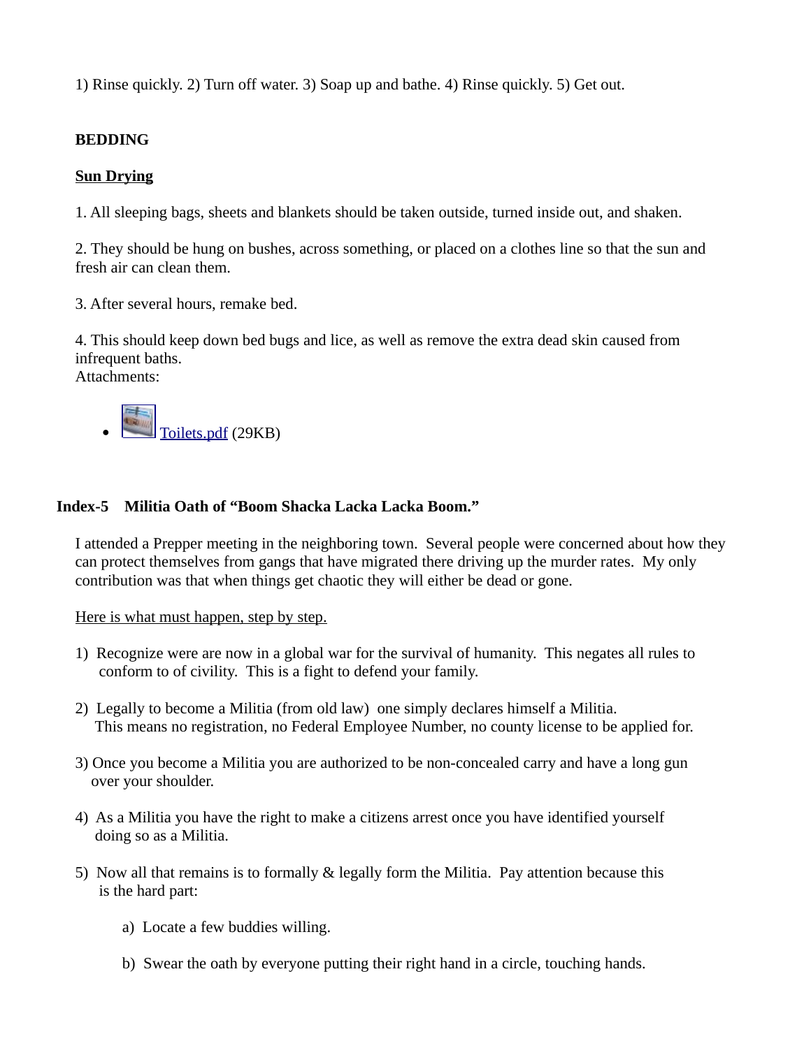1) Rinse quickly. 2) Turn off water. 3) Soap up and bathe. 4) Rinse quickly. 5) Get out.

**BEDDING**

**Sun Drying**

1. All sleeping bags, sheets and blankets should be taken outside, turned inside out, and shaken.

2. They should be hung on bushes, across something, or placed on a clothes line so that the sun and fresh air can clean them.

3. After several hours, remake bed.

4. This should keep down bed bugs and lice, as well as remove the extra dead skin caused from infrequent baths.

Attachments:

- Toilets.pdf (29KB)

## Index-5 Militia Oath of "Boom Shacka Lacka Lacka Boom."

I attended a Prepper meeting in the neighboring town. Several people were concerned about how they can protect themselves from gangs that have migrated there driving up the murder rates. My only contribution was that when things get chaotic they will either be dead or gone.

Here is what must happen, step by step.

1) Recognize were are now in a global war for the survival of humanity. This negates all rules to conform to of civility. This is a fight to defend your family.

2) Legally to become a Militia (from old law) one simply declares himself a Militia. This means no registration, no Federal Employee Number, no county license to be applied for.

3) Once you become a Militia you are authorized to be non-concealed carry and have a long gun over your shoulder.

4) As a Militia you have the right to make a citizens arrest once you have identified yourself doing so as a Militia.

5) Now all that remains is to formally & legally form the Militia. Pay attention because this is the hard part:

   a) Locate a few buddies willing.

   b) Swear the oath by everyone putting their right hand in a circle, touching hands.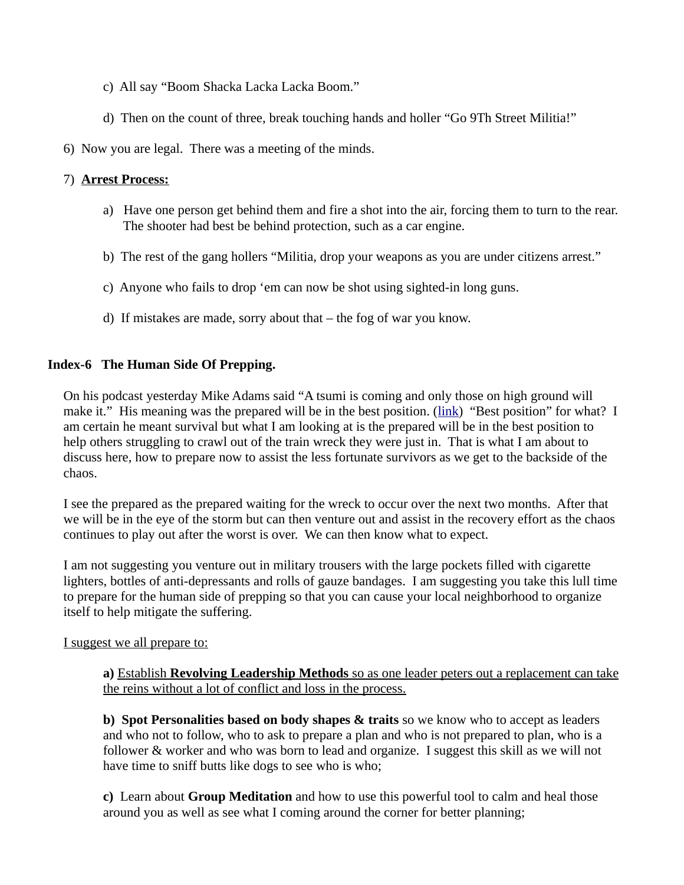c)  All say “Boom Shacka Lacka Lacka Boom.”

d)  Then on the count of three, break touching hands and holler “Go 9Th Street Militia!”

6)  Now you are legal.  There was a meeting of the minds.

7)  **<u>Arrest Process:</u>**

a)   Have one person get behind them and fire a shot into the air, forcing them to turn to the rear. The shooter had best be behind protection, such as a car engine.

b)  The rest of the gang hollers “Militia, drop your weapons as you are under citizens arrest.”

c)  Anyone who fails to drop ‘em can now be shot using sighted-in long guns.

d)  If mistakes are made, sorry about that – the fog of war you know.

## Index-6   The Human Side Of Prepping.

On his podcast yesterday Mike Adams said “A tsumi is coming and only those on high ground will make it.”  His meaning was the prepared will be in the best position. ([link](link))  “Best position” for what?  I am certain he meant survival but what I am looking at is the prepared will be in the best position to help others struggling to crawl out of the train wreck they were just in.  That is what I am about to discuss here, how to prepare now to assist the less fortunate survivors as we get to the backside of the chaos.

I see the prepared as the prepared waiting for the wreck to occur over the next two months.  After that we will be in the eye of the storm but can then venture out and assist in the recovery effort as the chaos continues to play out after the worst is over.  We can then know what to expect.

I am not suggesting you venture out in military trousers with the large pockets filled with cigarette lighters, bottles of anti-depressants and rolls of gauze bandages.  I am suggesting you take this lull time to prepare for the human side of prepping so that you can cause your local neighborhood to organize itself to help mitigate the suffering.

<u>I suggest we all prepare to:</u>

**a)** <u>Establish **Revolving Leadership Methods** so as one leader peters out a replacement can take the reins without a lot of conflict and loss in the process.</u>

**b)  Spot Personalities based on body shapes & traits** so we know who to accept as leaders and who not to follow, who to ask to prepare a plan and who is not prepared to plan, who is a follower & worker and who was born to lead and organize.  I suggest this skill as we will not have time to sniff butts like dogs to see who is who;

**c)**  Learn about **Group Meditation** and how to use this powerful tool to calm and heal those around you as well as see what I coming around the corner for better planning;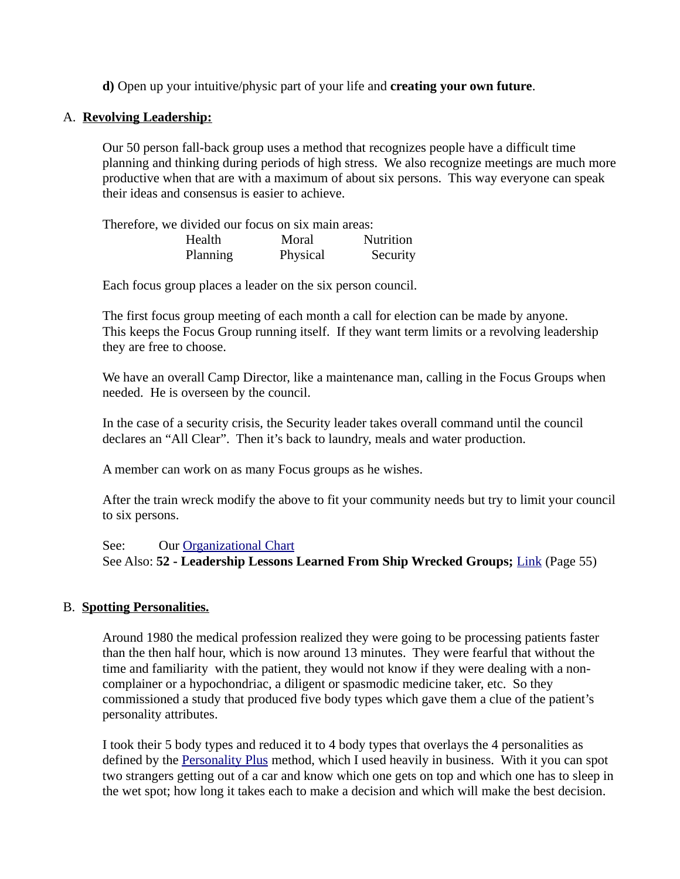**d)** Open up your intuitive/physic part of your life and **creating your own future**.

A. **Revolving Leadership:**

Our 50 person fall-back group uses a method that recognizes people have a difficult time planning and thinking during periods of high stress. We also recognize meetings are much more productive when that are with a maximum of about six persons. This way everyone can speak their ideas and consensus is easier to achieve.

Therefore, we divided our focus on six main areas:

| | | |
|---|---|---|
| Health | Moral | Nutrition |
| Planning | Physical | Security |

Each focus group places a leader on the six person council.

The first focus group meeting of each month a call for election can be made by anyone. This keeps the Focus Group running itself. If they want term limits or a revolving leadership they are free to choose.

We have an overall Camp Director, like a maintenance man, calling in the Focus Groups when needed. He is overseen by the council.

In the case of a security crisis, the Security leader takes overall command until the council declares an "All Clear". Then it's back to laundry, meals and water production.

A member can work on as many Focus groups as he wishes.

After the train wreck modify the above to fit your community needs but try to limit your council to six persons.

See: Our Organizational Chart
See Also: **52 - Leadership Lessons Learned From Ship Wrecked Groups;** Link (Page 55)

B. **Spotting Personalities.**

Around 1980 the medical profession realized they were going to be processing patients faster than the then half hour, which is now around 13 minutes. They were fearful that without the time and familiarity with the patient, they would not know if they were dealing with a non-complainer or a hypochondriac, a diligent or spasmodic medicine taker, etc. So they commissioned a study that produced five body types which gave them a clue of the patient's personality attributes.

I took their 5 body types and reduced it to 4 body types that overlays the 4 personalities as defined by the Personality Plus method, which I used heavily in business. With it you can spot two strangers getting out of a car and know which one gets on top and which one has to sleep in the wet spot; how long it takes each to make a decision and which will make the best decision.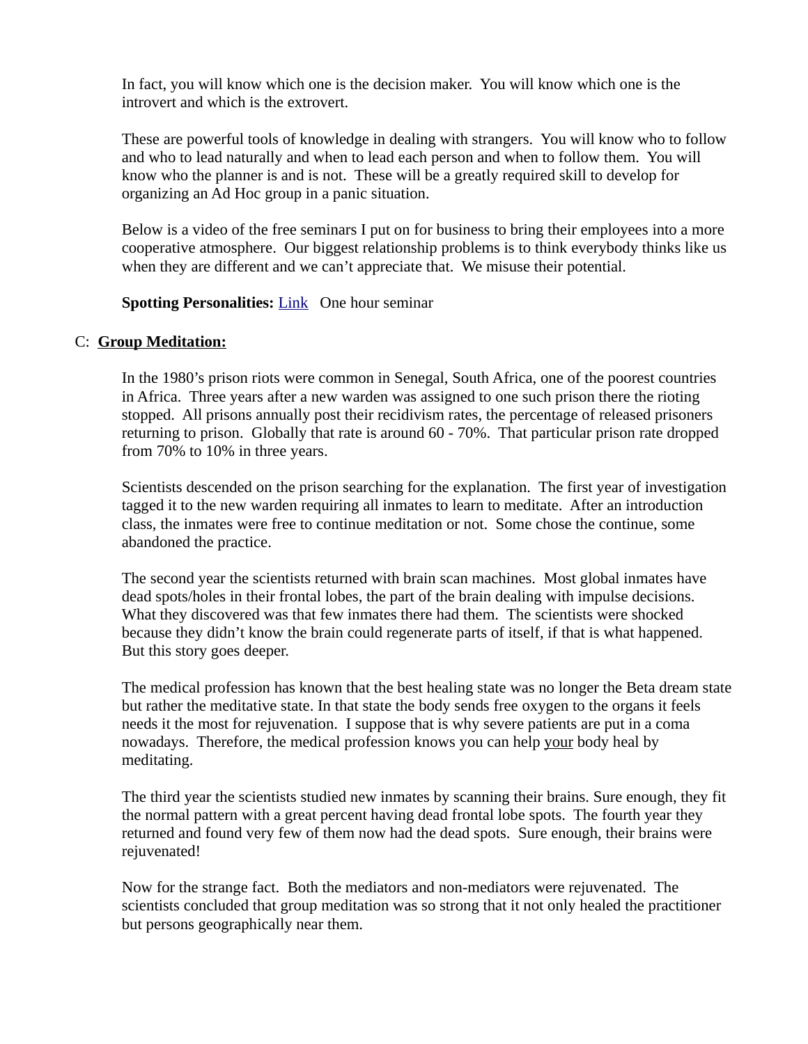In fact, you will know which one is the decision maker. You will know which one is the introvert and which is the extrovert.

These are powerful tools of knowledge in dealing with strangers. You will know who to follow and who to lead naturally and when to lead each person and when to follow them. You will know who the planner is and is not. These will be a greatly required skill to develop for organizing an Ad Hoc group in a panic situation.

Below is a video of the free seminars I put on for business to bring their employees into a more cooperative atmosphere. Our biggest relationship problems is to think everybody thinks like us when they are different and we can't appreciate that. We misuse their potential.

**Spotting Personalities:** Link One hour seminar

C: **Group Meditation:**

In the 1980's prison riots were common in Senegal, South Africa, one of the poorest countries in Africa. Three years after a new warden was assigned to one such prison there the rioting stopped. All prisons annually post their recidivism rates, the percentage of released prisoners returning to prison. Globally that rate is around 60 - 70%. That particular prison rate dropped from 70% to 10% in three years.

Scientists descended on the prison searching for the explanation. The first year of investigation tagged it to the new warden requiring all inmates to learn to meditate. After an introduction class, the inmates were free to continue meditation or not. Some chose the continue, some abandoned the practice.

The second year the scientists returned with brain scan machines. Most global inmates have dead spots/holes in their frontal lobes, the part of the brain dealing with impulse decisions. What they discovered was that few inmates there had them. The scientists were shocked because they didn't know the brain could regenerate parts of itself, if that is what happened. But this story goes deeper.

The medical profession has known that the best healing state was no longer the Beta dream state but rather the meditative state. In that state the body sends free oxygen to the organs it feels needs it the most for rejuvenation. I suppose that is why severe patients are put in a coma nowadays. Therefore, the medical profession knows you can help your body heal by meditating.

The third year the scientists studied new inmates by scanning their brains. Sure enough, they fit the normal pattern with a great percent having dead frontal lobe spots. The fourth year they returned and found very few of them now had the dead spots. Sure enough, their brains were rejuvenated!

Now for the strange fact. Both the mediators and non-mediators were rejuvenated. The scientists concluded that group meditation was so strong that it not only healed the practitioner but persons geographically near them.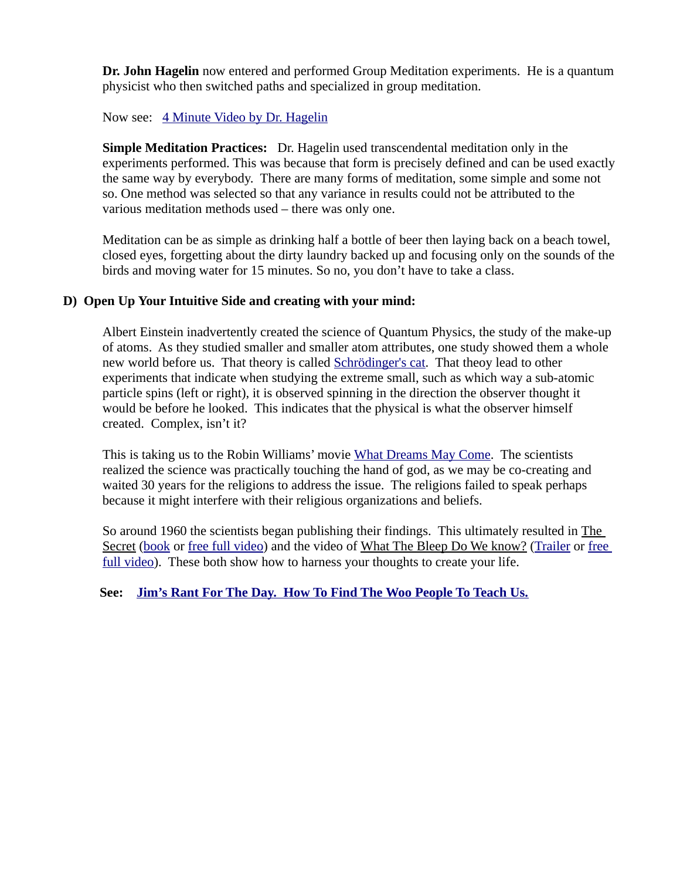**Dr. John Hagelin** now entered and performed Group Meditation experiments. He is a quantum physicist who then switched paths and specialized in group meditation.

Now see: 4 Minute Video by Dr. Hagelin

**Simple Meditation Practices:** Dr. Hagelin used transcendental meditation only in the experiments performed. This was because that form is precisely defined and can be used exactly the same way by everybody. There are many forms of meditation, some simple and some not so. One method was selected so that any variance in results could not be attributed to the various meditation methods used – there was only one.

Meditation can be as simple as drinking half a bottle of beer then laying back on a beach towel, closed eyes, forgetting about the dirty laundry backed up and focusing only on the sounds of the birds and moving water for 15 minutes. So no, you don't have to take a class.

**D) Open Up Your Intuitive Side and creating with your mind:**

Albert Einstein inadvertently created the science of Quantum Physics, the study of the make-up of atoms. As they studied smaller and smaller atom attributes, one study showed them a whole new world before us. That theory is called Schrödinger's cat. That theoy lead to other experiments that indicate when studying the extreme small, such as which way a sub-atomic particle spins (left or right), it is observed spinning in the direction the observer thought it would be before he looked. This indicates that the physical is what the observer himself created. Complex, isn't it?

This is taking us to the Robin Williams' movie What Dreams May Come. The scientists realized the science was practically touching the hand of god, as we may be co-creating and waited 30 years for the religions to address the issue. The religions failed to speak perhaps because it might interfere with their religious organizations and beliefs.

So around 1960 the scientists began publishing their findings. This ultimately resulted in The Secret (book or free full video) and the video of What The Bleep Do We know? (Trailer or free full video). These both show how to harness your thoughts to create your life.

**See: Jim's Rant For The Day. How To Find The Woo People To Teach Us.**